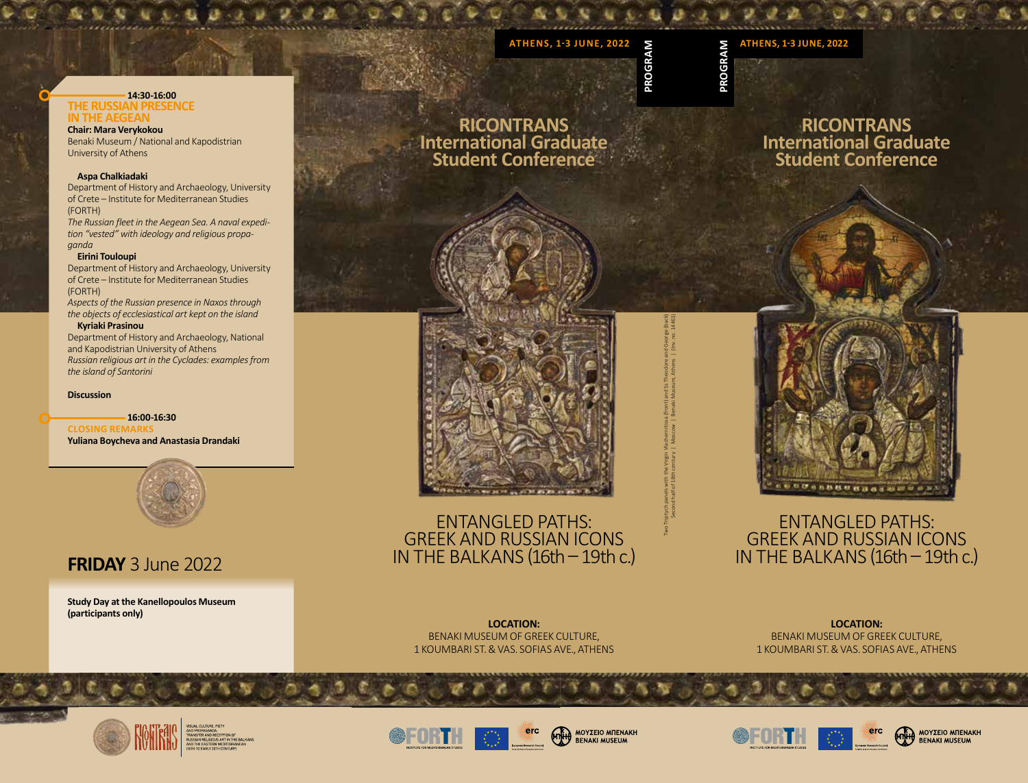**14:30-16:00**
## THE RUSSIAN PRESENCE IN THE AEGEAN

**Chair: Mara Verykokou**
Benaki Museum / National and Kapodistrian University of Athens

**Aspa Chalkiadaki**
Department of History and Archaeology, University of Crete – Institute for Mediterranean Studies (FORTH)
*The Russian fleet in the Aegean Sea. A naval expedition "vested" with ideology and religious propaganda*

**Eirini Touloupi**
Department of History and Archaeology, University of Crete – Institute for Mediterranean Studies (FORTH)
*Aspects of the Russian presence in Naxos through the objects of ecclesiastical art kept on the island*

**Kyriaki Prasinou**
Department of History and Archaeology, National and Kapodistrian University of Athens
*Russian religious art in the Cyclades: examples from the island of Santorini*

**Discussion**

**16:00-16:30**
## CLOSING REMARKS

**Yuliana Boycheva and Anastasia Drandaki**

## **FRIDAY** 3 June 2022

**Study Day at the Kanellopoulos Museum (participants only)**

---

**ATHENS, 1-3 JUNE, 2022**

**PROGRAM**

# RICONTRANS International Graduate Student Conference

# ENTANGLED PATHS: GREEK AND RUSSIAN ICONS IN THE BALKANS (16th – 19th c.)

Two Triptych panels with the Virgin Vlachernitissa (front) and Ss Theodore and George (back)
Second half of 18th century | Moscow | Benaki Museum, Athens | (Inv. no. 14461)

**LOCATION:**
BENAKI MUSEUM OF GREEK CULTURE,
1 KOUMBARI ST. & VAS. SOFIAS AVE., ATHENS

VISUAL CULTURE, PIETY AND PROPAGANDA. TRANSFER AND RECEPTION OF RUSSIAN RELIGIOUS ART IN THE BALKANS AND THE EASTERN MEDITERRANEAN (16TH TO EARLY 20TH CENTURY)

FORTH – INSTITUTE FOR MEDITERRANEAN STUDIES | erc European Research Council | ΜΟΥΣΕΙΟ ΜΠΕΝΑΚΗ BENAKI MUSEUM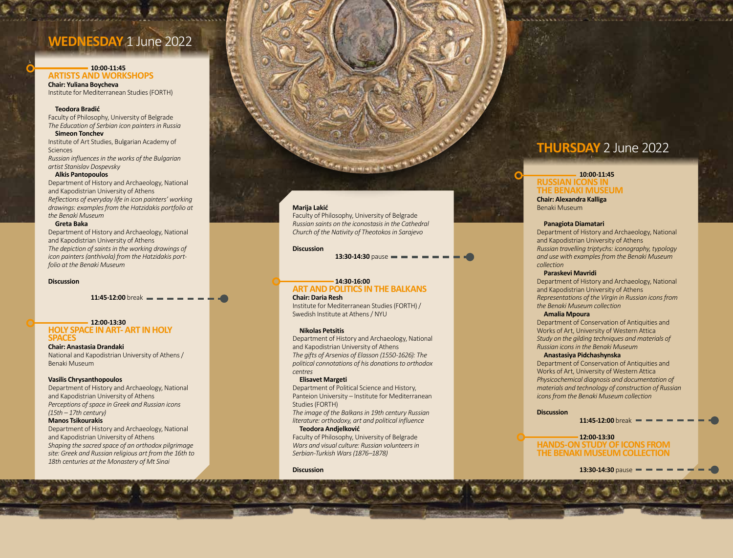# WEDNESDAY 1 June 2022

10:00-11:45

## ARTISTS AND WORKSHOPS

**Chair: Yuliana Boycheva**
Institute for Mediterranean Studies (FORTH)

**Teodora Bradić**
Faculty of Philosophy, University of Belgrade
*The Education of Serbian icon painters in Russia*

**Simeon Tonchev**
Institute of Art Studies, Bulgarian Academy of Sciences
*Russian influences in the works of the Bulgarian artist Stanislav Dospevsky*

**Alkis Pantopoulos**
Department of History and Archaeology, National and Kapodistrian University of Athens
*Reflections of everyday life in icon painters' working drawings: examples from the Hatzidakis portfolio at the Benaki Museum*

**Greta Baka**
Department of History and Archaeology, National and Kapodistrian University of Athens
*The depiction of saints in the working drawings of icon painters (anthivola) from the Hatzidakis portfolio at the Benaki Museum*

**Discussion**

**11:45-12:00** break

12:00-13:30

## HOLY SPACE IN ART- ART IN HOLY SPACES

**Chair: Anastasia Drandaki**
National and Kapodistrian University of Athens / Benaki Museum

**Vasilis Chrysanthopoulos**
Department of History and Archaeology, National and Kapodistrian University of Athens
*Perceptions of space in Greek and Russian icons (15th – 17th century)*

**Manos Tsikourakis**
Department of History and Archaeology, National and Kapodistrian University of Athens
*Shaping the sacred space of an orthodox pilgrimage site: Greek and Russian religious art from the 16th to 18th centuries at the Monastery of Mt Sinai*

**Marija Lakić**
Faculty of Philosophy, University of Belgrade
*Russian saints on the iconostasis in the Cathedral Church of the Nativity of Theotokos in Sarajevo*

**Discussion**

**13:30-14:30** pause

14:30-16:00

## ART AND POLITICS IN THE BALKANS

**Chair: Daria Resh**
Institute for Mediterranean Studies (FORTH) / Swedish Institute at Athens / NYU

**Nikolas Petsitis**
Department of History and Archaeology, National and Kapodistrian University of Athens
*The gifts of Arsenios of Elasson (1550-1626): The political connotations of his donations to orthodox centres*

**Elisavet Margeti**
Department of Political Science and History, Panteion University – Institute for Mediterranean Studies (FORTH)
*The image of the Balkans in 19th century Russian literature: orthodoxy, art and political influence*

**Teodora Andjelković**
Faculty of Philosophy, University of Belgrade
*Wars and visual culture: Russian volunteers in Serbian-Turkish Wars (1876–1878)*

**Discussion**

# THURSDAY 2 June 2022

10:00-11:45

## RUSSIAN ICONS IN THE BENAKI MUSEUM

**Chair: Alexandra Kalliga**
Benaki Museum

**Panagiota Diamatari**
Department of History and Archaeology, National and Kapodistrian University of Athens
*Russian travelling triptychs: iconography, typology and use with examples from the Benaki Museum collection*

**Paraskevi Mavridi**
Department of History and Archaeology, National and Kapodistrian University of Athens
*Representations of the Virgin in Russian icons from the Benaki Museum collection*

**Amalia Mpoura**
Department of Conservation of Antiquities and Works of Art, University of Western Attica
*Study on the gilding techniques and materials of Russian icons in the Benaki Museum*

**Anastasiya Pidchashynska**
Department of Conservation of Antiquities and Works of Art, University of Western Attica
*Physicochemical diagnosis and documentation of materials and technology of construction of Russian icons from the Benaki Museum collection*

**Discussion**

**11:45-12:00** break

12:00-13:30

## HANDS-ON STUDY OF ICONS FROM THE BENAKI MUSEUM COLLECTION

**13:30-14:30** pause